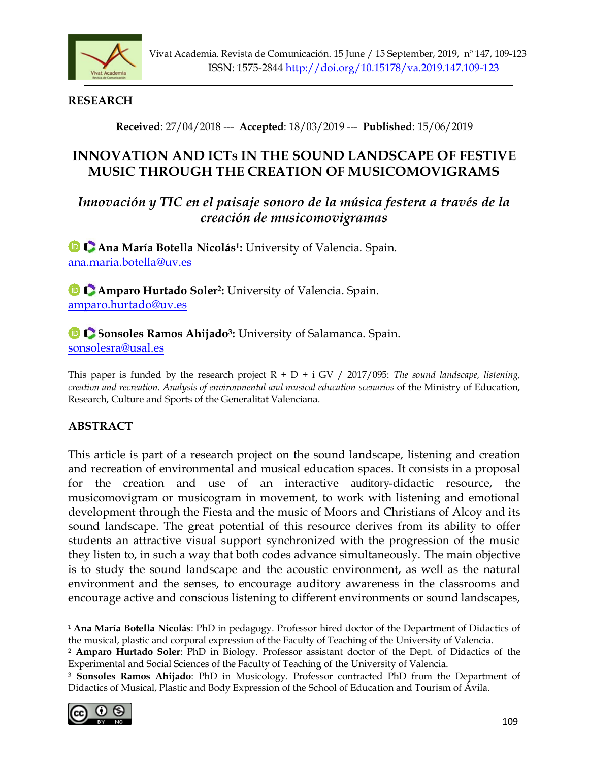**RESEARCH**

**Received**: 27/04/2018 --- **Accepted**: 18/03/2019 --- **Published**: 15/06/2019

# INNOVATION AND ICTs IN THE SOUND LANDSCAPE OF FESTIVE MUSIC THROUGH THE CREATION OF MUSICOMOVIGRAMS

## *Innovación y TIC en el paisaje sonoro de la música festera a través de la creación de musicomovigramas*

**Ana María Botella Nicolás[1]:** University of Valencia. Spain.
ana.maria.botella@uv.es

**Amparo Hurtado Soler[2]:** University of Valencia. Spain.
amparo.hurtado@uv.es

**Sonsoles Ramos Ahijado[3]:** University of Salamanca. Spain.
sonsolesra@usal.es

This paper is funded by the research project R + D + i GV / 2017/095: *The sound landscape, listening, creation and recreation. Analysis of environmental and musical education scenarios* of the Ministry of Education, Research, Culture and Sports of the Generalitat Valenciana.

## ABSTRACT

This article is part of a research project on the sound landscape, listening and creation and recreation of environmental and musical education spaces. It consists in a proposal for the creation and use of an interactive auditory-didactic resource, the musicomovigram or musicogram in movement, to work with listening and emotional development through the Fiesta and the music of Moors and Christians of Alcoy and its sound landscape. The great potential of this resource derives from its ability to offer students an attractive visual support synchronized with the progression of the music they listen to, in such a way that both codes advance simultaneously. The main objective is to study the sound landscape and the acoustic environment, as well as the natural environment and the senses, to encourage auditory awareness in the classrooms and encourage active and conscious listening to different environments or sound landscapes,

---

[1] **Ana María Botella Nicolás**: PhD in pedagogy. Professor hired doctor of the Department of Didactics of the musical, plastic and corporal expression of the Faculty of Teaching of the University of Valencia.

[2] **Amparo Hurtado Soler**: PhD in Biology. Professor assistant doctor of the Dept. of Didactics of the Experimental and Social Sciences of the Faculty of Teaching of the University of Valencia.

[3] **Sonsoles Ramos Ahijado**: PhD in Musicology. Professor contracted PhD from the Department of Didactics of Musical, Plastic and Body Expression of the School of Education and Tourism of Ávila.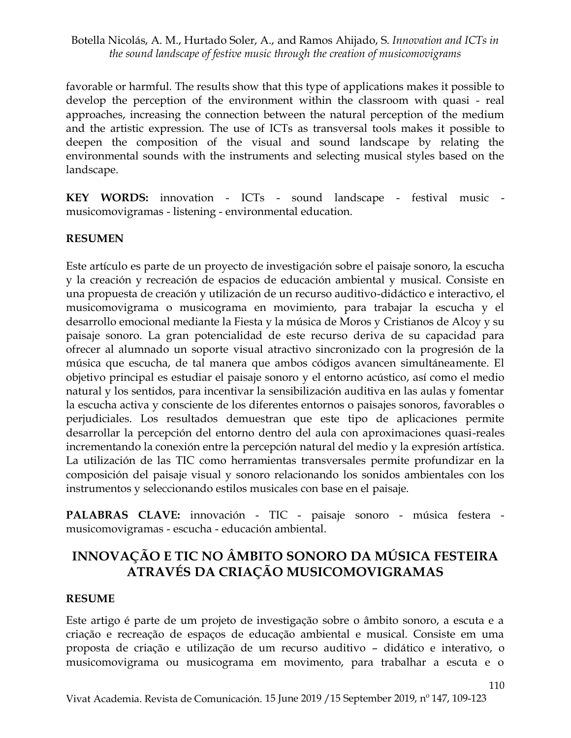favorable or harmful. The results show that this type of applications makes it possible to develop the perception of the environment within the classroom with quasi - real approaches, increasing the connection between the natural perception of the medium and the artistic expression. The use of ICTs as transversal tools makes it possible to deepen the composition of the visual and sound landscape by relating the environmental sounds with the instruments and selecting musical styles based on the landscape.

**KEY WORDS:** innovation - ICTs - sound landscape - festival music - musicomovigramas - listening - environmental education.

**RESUMEN**

Este artículo es parte de un proyecto de investigación sobre el paisaje sonoro, la escucha y la creación y recreación de espacios de educación ambiental y musical. Consiste en una propuesta de creación y utilización de un recurso auditivo-didáctico e interactivo, el musicomovigrama o musicograma en movimiento, para trabajar la escucha y el desarrollo emocional mediante la Fiesta y la música de Moros y Cristianos de Alcoy y su paisaje sonoro. La gran potencialidad de este recurso deriva de su capacidad para ofrecer al alumnado un soporte visual atractivo sincronizado con la progresión de la música que escucha, de tal manera que ambos códigos avancen simultáneamente. El objetivo principal es estudiar el paisaje sonoro y el entorno acústico, así como el medio natural y los sentidos, para incentivar la sensibilización auditiva en las aulas y fomentar la escucha activa y consciente de los diferentes entornos o paisajes sonoros, favorables o perjudiciales. Los resultados demuestran que este tipo de aplicaciones permite desarrollar la percepción del entorno dentro del aula con aproximaciones quasi-reales incrementando la conexión entre la percepción natural del medio y la expresión artística. La utilización de las TIC como herramientas transversales permite profundizar en la composición del paisaje visual y sonoro relacionando los sonidos ambientales con los instrumentos y seleccionando estilos musicales con base en el paisaje.

**PALABRAS CLAVE:** innovación - TIC - paisaje sonoro - música festera - musicomovigramas - escucha - educación ambiental.

## INNOVAÇÃO E TIC NO ÂMBITO SONORO DA MÚSICA FESTEIRA ATRAVÉS DA CRIAÇÃO MUSICOMOVIGRAMAS

**RESUME**

Este artigo é parte de um projeto de investigação sobre o âmbito sonoro, a escuta e a criação e recreação de espaços de educação ambiental e musical. Consiste em uma proposta de criação e utilização de um recurso auditivo – didático e interativo, o musicomovigrama ou musicograma em movimento, para trabalhar a escuta e o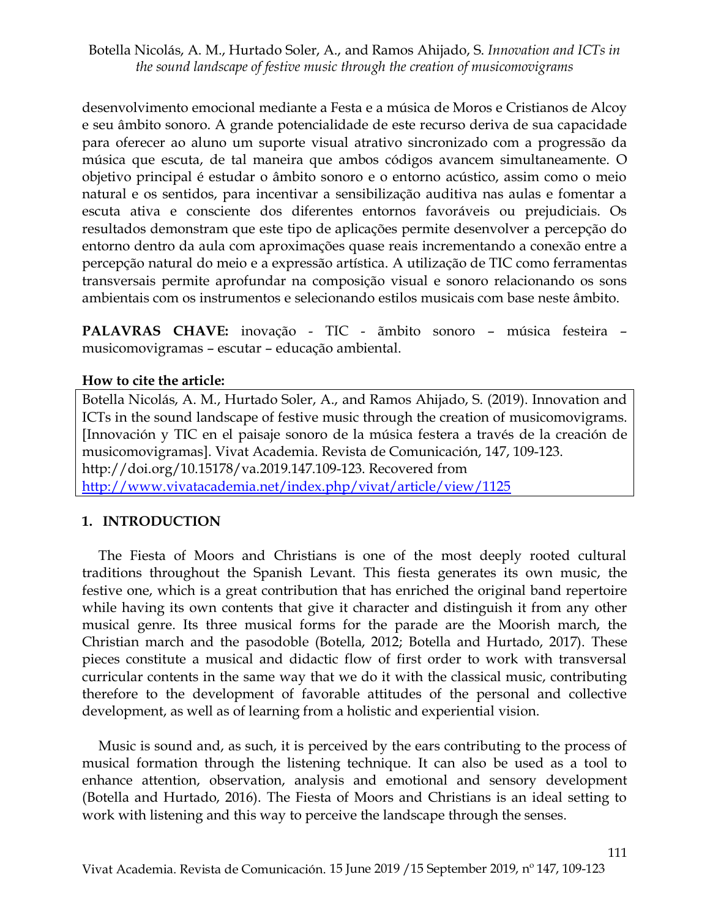desenvolvimento emocional mediante a Festa e a música de Moros e Cristianos de Alcoy e seu âmbito sonoro. A grande potencialidade de este recurso deriva de sua capacidade para oferecer ao aluno um suporte visual atrativo sincronizado com a progressão da música que escuta, de tal maneira que ambos códigos avancem simultaneamente. O objetivo principal é estudar o âmbito sonoro e o entorno acústico, assim como o meio natural e os sentidos, para incentivar a sensibilização auditiva nas aulas e fomentar a escuta ativa e consciente dos diferentes entornos favoráveis ou prejudiciais. Os resultados demonstram que este tipo de aplicações permite desenvolver a percepção do entorno dentro da aula com aproximações quase reais incrementando a conexão entre a percepção natural do meio e a expressão artística. A utilização de TIC como ferramentas transversais permite aprofundar na composição visual e sonoro relacionando os sons ambientais com os instrumentos e selecionando estilos musicais com base neste âmbito.

**PALAVRAS CHAVE:** inovação - TIC - ãmbito sonoro – música festeira – musicomovigramas – escutar – educação ambiental.

**How to cite the article:**

Botella Nicolás, A. M., Hurtado Soler, A., and Ramos Ahijado, S. (2019). Innovation and ICTs in the sound landscape of festive music through the creation of musicomovigrams. [Innovación y TIC en el paisaje sonoro de la música festera a través de la creación de musicomovigramas]. Vivat Academia. Revista de Comunicación, 147, 109-123. http://doi.org/10.15178/va.2019.147.109-123. Recovered from http://www.vivatacademia.net/index.php/vivat/article/view/1125

## 1. INTRODUCTION

The Fiesta of Moors and Christians is one of the most deeply rooted cultural traditions throughout the Spanish Levant. This fiesta generates its own music, the festive one, which is a great contribution that has enriched the original band repertoire while having its own contents that give it character and distinguish it from any other musical genre. Its three musical forms for the parade are the Moorish march, the Christian march and the pasodoble (Botella, 2012; Botella and Hurtado, 2017). These pieces constitute a musical and didactic flow of first order to work with transversal curricular contents in the same way that we do it with the classical music, contributing therefore to the development of favorable attitudes of the personal and collective development, as well as of learning from a holistic and experiential vision.

Music is sound and, as such, it is perceived by the ears contributing to the process of musical formation through the listening technique. It can also be used as a tool to enhance attention, observation, analysis and emotional and sensory development (Botella and Hurtado, 2016). The Fiesta of Moors and Christians is an ideal setting to work with listening and this way to perceive the landscape through the senses.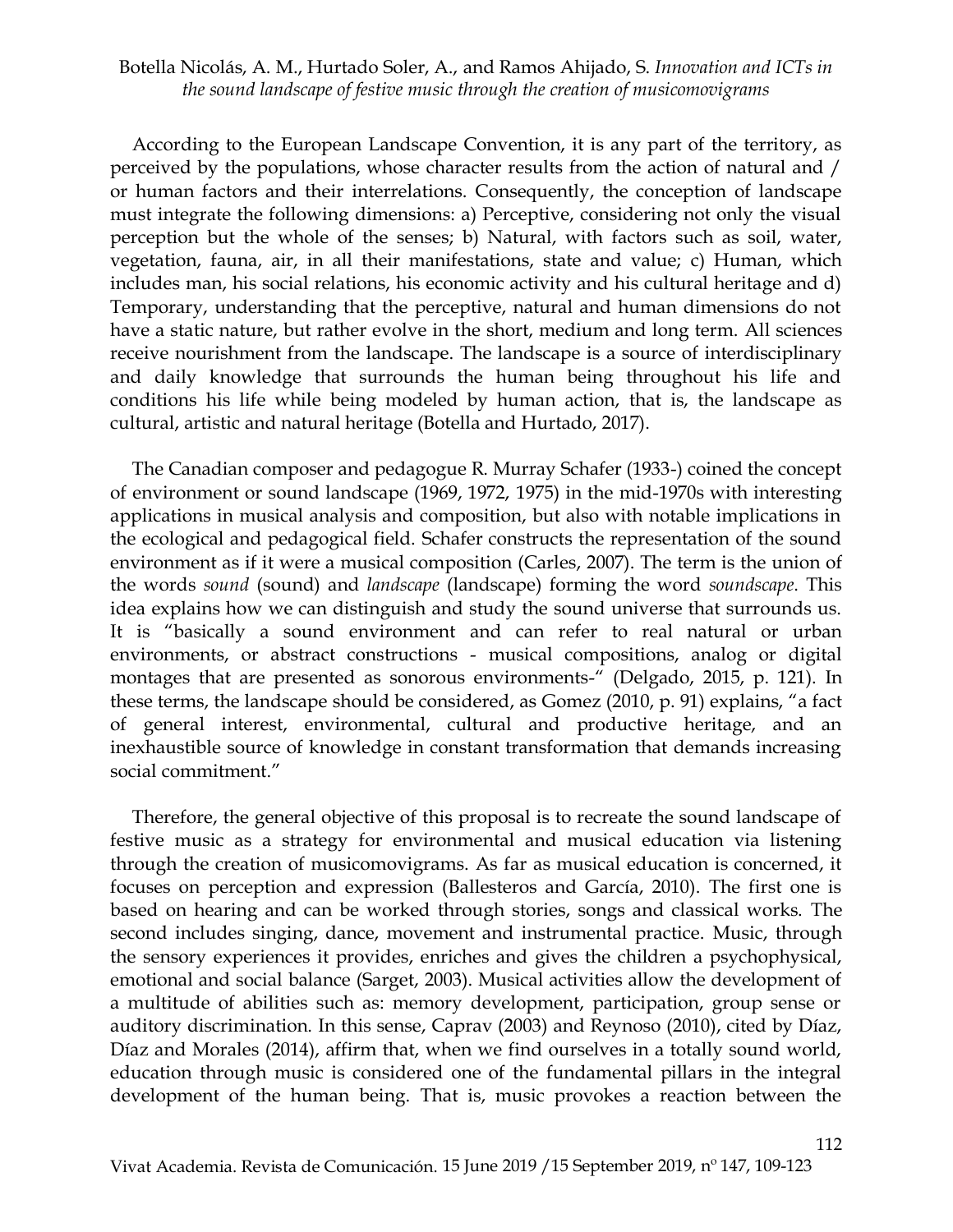According to the European Landscape Convention, it is any part of the territory, as perceived by the populations, whose character results from the action of natural and / or human factors and their interrelations. Consequently, the conception of landscape must integrate the following dimensions: a) Perceptive, considering not only the visual perception but the whole of the senses; b) Natural, with factors such as soil, water, vegetation, fauna, air, in all their manifestations, state and value; c) Human, which includes man, his social relations, his economic activity and his cultural heritage and d) Temporary, understanding that the perceptive, natural and human dimensions do not have a static nature, but rather evolve in the short, medium and long term. All sciences receive nourishment from the landscape. The landscape is a source of interdisciplinary and daily knowledge that surrounds the human being throughout his life and conditions his life while being modeled by human action, that is, the landscape as cultural, artistic and natural heritage (Botella and Hurtado, 2017).

The Canadian composer and pedagogue R. Murray Schafer (1933-) coined the concept of environment or sound landscape (1969, 1972, 1975) in the mid-1970s with interesting applications in musical analysis and composition, but also with notable implications in the ecological and pedagogical field. Schafer constructs the representation of the sound environment as if it were a musical composition (Carles, 2007). The term is the union of the words *sound* (sound) and *landscape* (landscape) forming the word *soundscape*. This idea explains how we can distinguish and study the sound universe that surrounds us. It is "basically a sound environment and can refer to real natural or urban environments, or abstract constructions - musical compositions, analog or digital montages that are presented as sonorous environments-" (Delgado, 2015, p. 121). In these terms, the landscape should be considered, as Gomez (2010, p. 91) explains, "a fact of general interest, environmental, cultural and productive heritage, and an inexhaustible source of knowledge in constant transformation that demands increasing social commitment."

Therefore, the general objective of this proposal is to recreate the sound landscape of festive music as a strategy for environmental and musical education via listening through the creation of musicomovigrams. As far as musical education is concerned, it focuses on perception and expression (Ballesteros and García, 2010). The first one is based on hearing and can be worked through stories, songs and classical works. The second includes singing, dance, movement and instrumental practice. Music, through the sensory experiences it provides, enriches and gives the children a psychophysical, emotional and social balance (Sarget, 2003). Musical activities allow the development of a multitude of abilities such as: memory development, participation, group sense or auditory discrimination. In this sense, Caprav (2003) and Reynoso (2010), cited by Díaz, Díaz and Morales (2014), affirm that, when we find ourselves in a totally sound world, education through music is considered one of the fundamental pillars in the integral development of the human being. That is, music provokes a reaction between the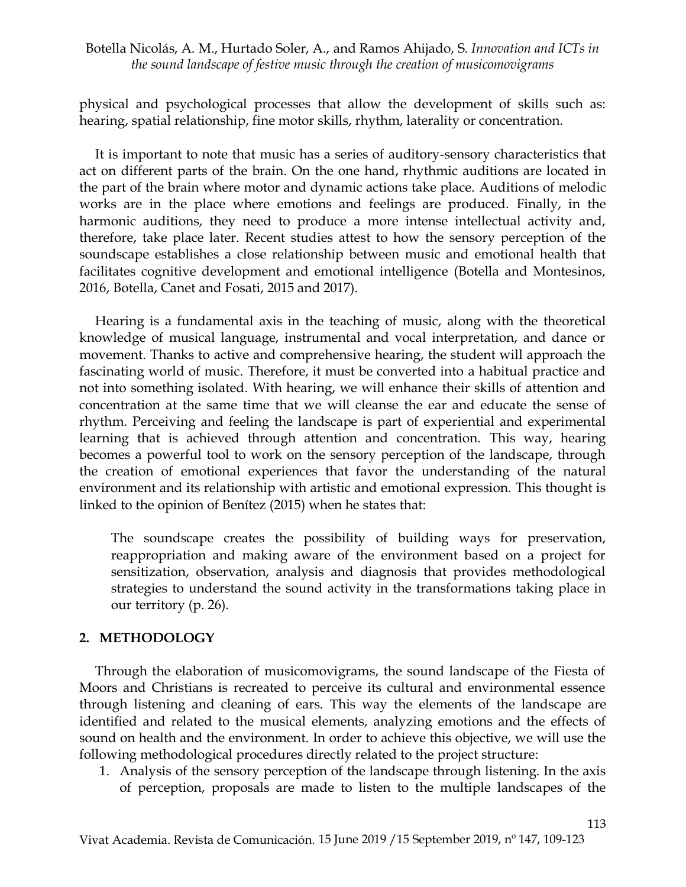physical and psychological processes that allow the development of skills such as: hearing, spatial relationship, fine motor skills, rhythm, laterality or concentration.

It is important to note that music has a series of auditory-sensory characteristics that act on different parts of the brain. On the one hand, rhythmic auditions are located in the part of the brain where motor and dynamic actions take place. Auditions of melodic works are in the place where emotions and feelings are produced. Finally, in the harmonic auditions, they need to produce a more intense intellectual activity and, therefore, take place later. Recent studies attest to how the sensory perception of the soundscape establishes a close relationship between music and emotional health that facilitates cognitive development and emotional intelligence (Botella and Montesinos, 2016, Botella, Canet and Fosati, 2015 and 2017).

Hearing is a fundamental axis in the teaching of music, along with the theoretical knowledge of musical language, instrumental and vocal interpretation, and dance or movement. Thanks to active and comprehensive hearing, the student will approach the fascinating world of music. Therefore, it must be converted into a habitual practice and not into something isolated. With hearing, we will enhance their skills of attention and concentration at the same time that we will cleanse the ear and educate the sense of rhythm. Perceiving and feeling the landscape is part of experiential and experimental learning that is achieved through attention and concentration. This way, hearing becomes a powerful tool to work on the sensory perception of the landscape, through the creation of emotional experiences that favor the understanding of the natural environment and its relationship with artistic and emotional expression. This thought is linked to the opinion of Benítez (2015) when he states that:

> The soundscape creates the possibility of building ways for preservation, reappropriation and making aware of the environment based on a project for sensitization, observation, analysis and diagnosis that provides methodological strategies to understand the sound activity in the transformations taking place in our territory (p. 26).

## 2. METHODOLOGY

Through the elaboration of musicomovigrams, the sound landscape of the Fiesta of Moors and Christians is recreated to perceive its cultural and environmental essence through listening and cleaning of ears. This way the elements of the landscape are identified and related to the musical elements, analyzing emotions and the effects of sound on health and the environment. In order to achieve this objective, we will use the following methodological procedures directly related to the project structure:

1. Analysis of the sensory perception of the landscape through listening. In the axis of perception, proposals are made to listen to the multiple landscapes of the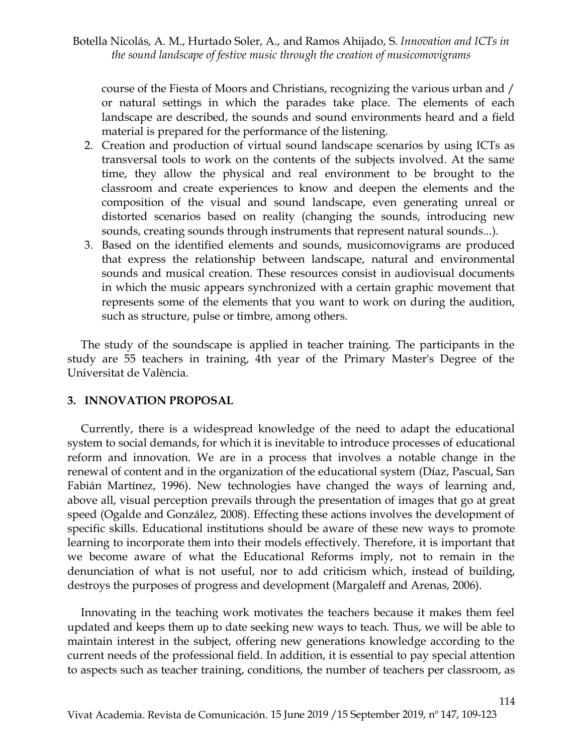course of the Fiesta of Moors and Christians, recognizing the various urban and / or natural settings in which the parades take place. The elements of each landscape are described, the sounds and sound environments heard and a field material is prepared for the performance of the listening.

2. Creation and production of virtual sound landscape scenarios by using ICTs as transversal tools to work on the contents of the subjects involved. At the same time, they allow the physical and real environment to be brought to the classroom and create experiences to know and deepen the elements and the composition of the visual and sound landscape, even generating unreal or distorted scenarios based on reality (changing the sounds, introducing new sounds, creating sounds through instruments that represent natural sounds...).
3. Based on the identified elements and sounds, musicomovigrams are produced that express the relationship between landscape, natural and environmental sounds and musical creation. These resources consist in audiovisual documents in which the music appears synchronized with a certain graphic movement that represents some of the elements that you want to work on during the audition, such as structure, pulse or timbre, among others.

The study of the soundscape is applied in teacher training. The participants in the study are 55 teachers in training, 4th year of the Primary Master's Degree of the Universitat de València.

## 3. INNOVATION PROPOSAL

Currently, there is a widespread knowledge of the need to adapt the educational system to social demands, for which it is inevitable to introduce processes of educational reform and innovation. We are in a process that involves a notable change in the renewal of content and in the organization of the educational system (Díaz, Pascual, San Fabián Martínez, 1996). New technologies have changed the ways of learning and, above all, visual perception prevails through the presentation of images that go at great speed (Ogalde and González, 2008). Effecting these actions involves the development of specific skills. Educational institutions should be aware of these new ways to promote learning to incorporate them into their models effectively. Therefore, it is important that we become aware of what the Educational Reforms imply, not to remain in the denunciation of what is not useful, nor to add criticism which, instead of building, destroys the purposes of progress and development (Margaleff and Arenas, 2006).

Innovating in the teaching work motivates the teachers because it makes them feel updated and keeps them up to date seeking new ways to teach. Thus, we will be able to maintain interest in the subject, offering new generations knowledge according to the current needs of the professional field. In addition, it is essential to pay special attention to aspects such as teacher training, conditions, the number of teachers per classroom, as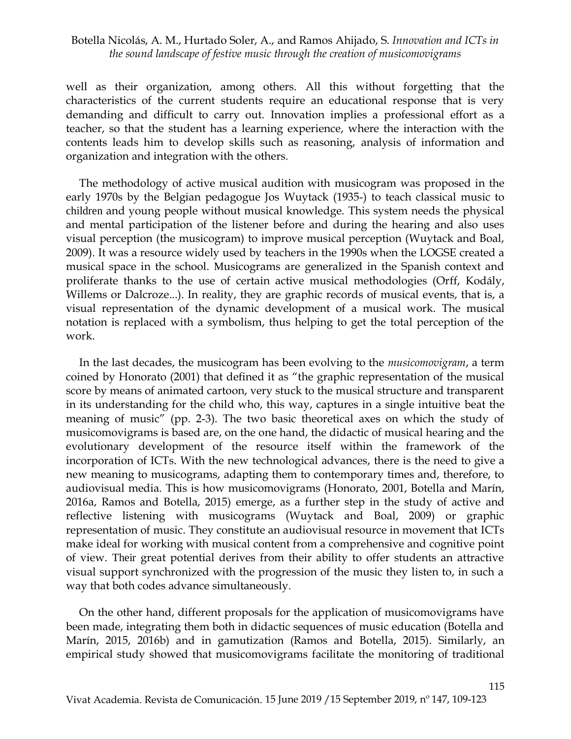well as their organization, among others. All this without forgetting that the characteristics of the current students require an educational response that is very demanding and difficult to carry out. Innovation implies a professional effort as a teacher, so that the student has a learning experience, where the interaction with the contents leads him to develop skills such as reasoning, analysis of information and organization and integration with the others.

The methodology of active musical audition with musicogram was proposed in the early 1970s by the Belgian pedagogue Jos Wuytack (1935-) to teach classical music to children and young people without musical knowledge. This system needs the physical and mental participation of the listener before and during the hearing and also uses visual perception (the musicogram) to improve musical perception (Wuytack and Boal, 2009). It was a resource widely used by teachers in the 1990s when the LOGSE created a musical space in the school. Musicograms are generalized in the Spanish context and proliferate thanks to the use of certain active musical methodologies (Orff, Kodály, Willems or Dalcroze...). In reality, they are graphic records of musical events, that is, a visual representation of the dynamic development of a musical work. The musical notation is replaced with a symbolism, thus helping to get the total perception of the work.

In the last decades, the musicogram has been evolving to the *musicomovigram*, a term coined by Honorato (2001) that defined it as "the graphic representation of the musical score by means of animated cartoon, very stuck to the musical structure and transparent in its understanding for the child who, this way, captures in a single intuitive beat the meaning of music" (pp. 2-3). The two basic theoretical axes on which the study of musicomovigrams is based are, on the one hand, the didactic of musical hearing and the evolutionary development of the resource itself within the framework of the incorporation of ICTs. With the new technological advances, there is the need to give a new meaning to musicograms, adapting them to contemporary times and, therefore, to audiovisual media. This is how musicomovigrams (Honorato, 2001, Botella and Marín, 2016a, Ramos and Botella, 2015) emerge, as a further step in the study of active and reflective listening with musicograms (Wuytack and Boal, 2009) or graphic representation of music. They constitute an audiovisual resource in movement that ICTs make ideal for working with musical content from a comprehensive and cognitive point of view. Their great potential derives from their ability to offer students an attractive visual support synchronized with the progression of the music they listen to, in such a way that both codes advance simultaneously.

On the other hand, different proposals for the application of musicomovigrams have been made, integrating them both in didactic sequences of music education (Botella and Marín, 2015, 2016b) and in gamutization (Ramos and Botella, 2015). Similarly, an empirical study showed that musicomovigrams facilitate the monitoring of traditional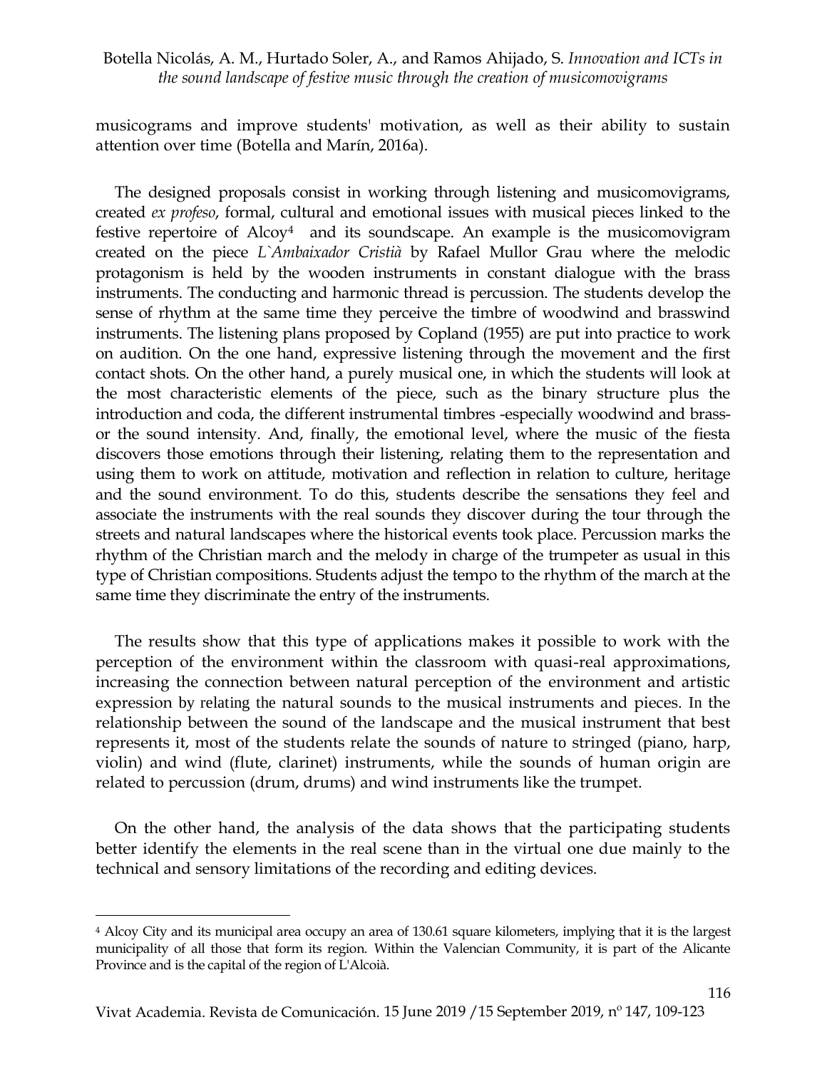musicograms and improve students' motivation, as well as their ability to sustain attention over time (Botella and Marín, 2016a).

The designed proposals consist in working through listening and musicomovigrams, created *ex profeso*, formal, cultural and emotional issues with musical pieces linked to the festive repertoire of Alcoy[4] and its soundscape. An example is the musicomovigram created on the piece *L`Ambaixador Cristià* by Rafael Mullor Grau where the melodic protagonism is held by the wooden instruments in constant dialogue with the brass instruments. The conducting and harmonic thread is percussion. The students develop the sense of rhythm at the same time they perceive the timbre of woodwind and brasswind instruments. The listening plans proposed by Copland (1955) are put into practice to work on audition. On the one hand, expressive listening through the movement and the first contact shots. On the other hand, a purely musical one, in which the students will look at the most characteristic elements of the piece, such as the binary structure plus the introduction and coda, the different instrumental timbres -especially woodwind and brass- or the sound intensity. And, finally, the emotional level, where the music of the fiesta discovers those emotions through their listening, relating them to the representation and using them to work on attitude, motivation and reflection in relation to culture, heritage and the sound environment. To do this, students describe the sensations they feel and associate the instruments with the real sounds they discover during the tour through the streets and natural landscapes where the historical events took place. Percussion marks the rhythm of the Christian march and the melody in charge of the trumpeter as usual in this type of Christian compositions. Students adjust the tempo to the rhythm of the march at the same time they discriminate the entry of the instruments.

The results show that this type of applications makes it possible to work with the perception of the environment within the classroom with quasi-real approximations, increasing the connection between natural perception of the environment and artistic expression by relating the natural sounds to the musical instruments and pieces. In the relationship between the sound of the landscape and the musical instrument that best represents it, most of the students relate the sounds of nature to stringed (piano, harp, violin) and wind (flute, clarinet) instruments, while the sounds of human origin are related to percussion (drum, drums) and wind instruments like the trumpet.

On the other hand, the analysis of the data shows that the participating students better identify the elements in the real scene than in the virtual one due mainly to the technical and sensory limitations of the recording and editing devices.

[4] Alcoy City and its municipal area occupy an area of 130.61 square kilometers, implying that it is the largest municipality of all those that form its region. Within the Valencian Community, it is part of the Alicante Province and is the capital of the region of L'Alcoià.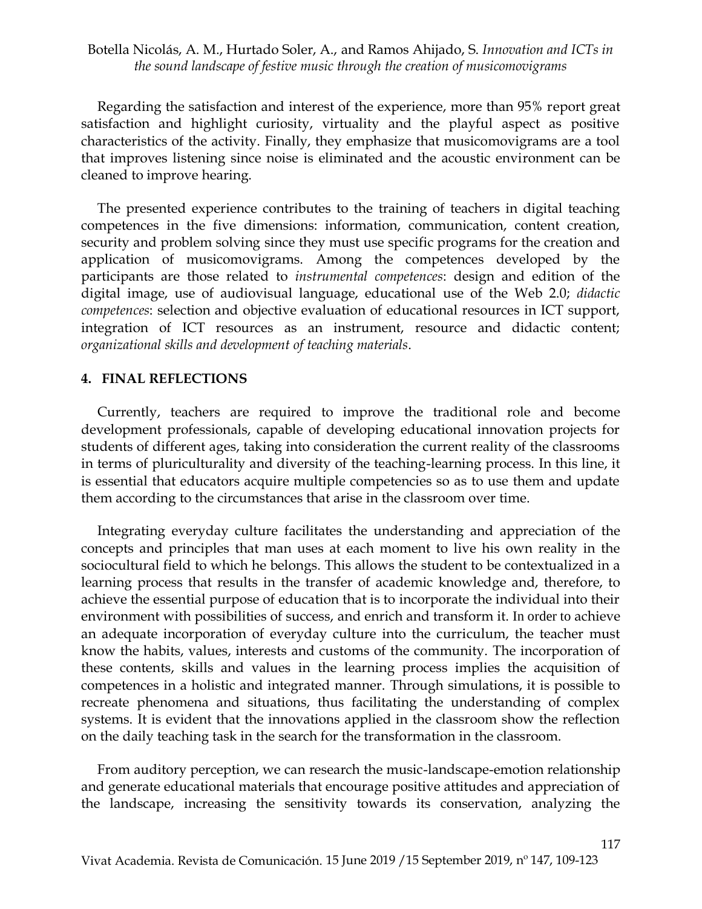Regarding the satisfaction and interest of the experience, more than 95% report great satisfaction and highlight curiosity, virtuality and the playful aspect as positive characteristics of the activity. Finally, they emphasize that musicomovigrams are a tool that improves listening since noise is eliminated and the acoustic environment can be cleaned to improve hearing.

The presented experience contributes to the training of teachers in digital teaching competences in the five dimensions: information, communication, content creation, security and problem solving since they must use specific programs for the creation and application of musicomovigrams. Among the competences developed by the participants are those related to *instrumental competences*: design and edition of the digital image, use of audiovisual language, educational use of the Web 2.0; *didactic competences*: selection and objective evaluation of educational resources in ICT support, integration of ICT resources as an instrument, resource and didactic content; *organizational skills and development of teaching materials*.

## 4. FINAL REFLECTIONS

Currently, teachers are required to improve the traditional role and become development professionals, capable of developing educational innovation projects for students of different ages, taking into consideration the current reality of the classrooms in terms of pluriculturality and diversity of the teaching-learning process. In this line, it is essential that educators acquire multiple competencies so as to use them and update them according to the circumstances that arise in the classroom over time.

Integrating everyday culture facilitates the understanding and appreciation of the concepts and principles that man uses at each moment to live his own reality in the sociocultural field to which he belongs. This allows the student to be contextualized in a learning process that results in the transfer of academic knowledge and, therefore, to achieve the essential purpose of education that is to incorporate the individual into their environment with possibilities of success, and enrich and transform it. In order to achieve an adequate incorporation of everyday culture into the curriculum, the teacher must know the habits, values, interests and customs of the community. The incorporation of these contents, skills and values in the learning process implies the acquisition of competences in a holistic and integrated manner. Through simulations, it is possible to recreate phenomena and situations, thus facilitating the understanding of complex systems. It is evident that the innovations applied in the classroom show the reflection on the daily teaching task in the search for the transformation in the classroom.

From auditory perception, we can research the music-landscape-emotion relationship and generate educational materials that encourage positive attitudes and appreciation of the landscape, increasing the sensitivity towards its conservation, analyzing the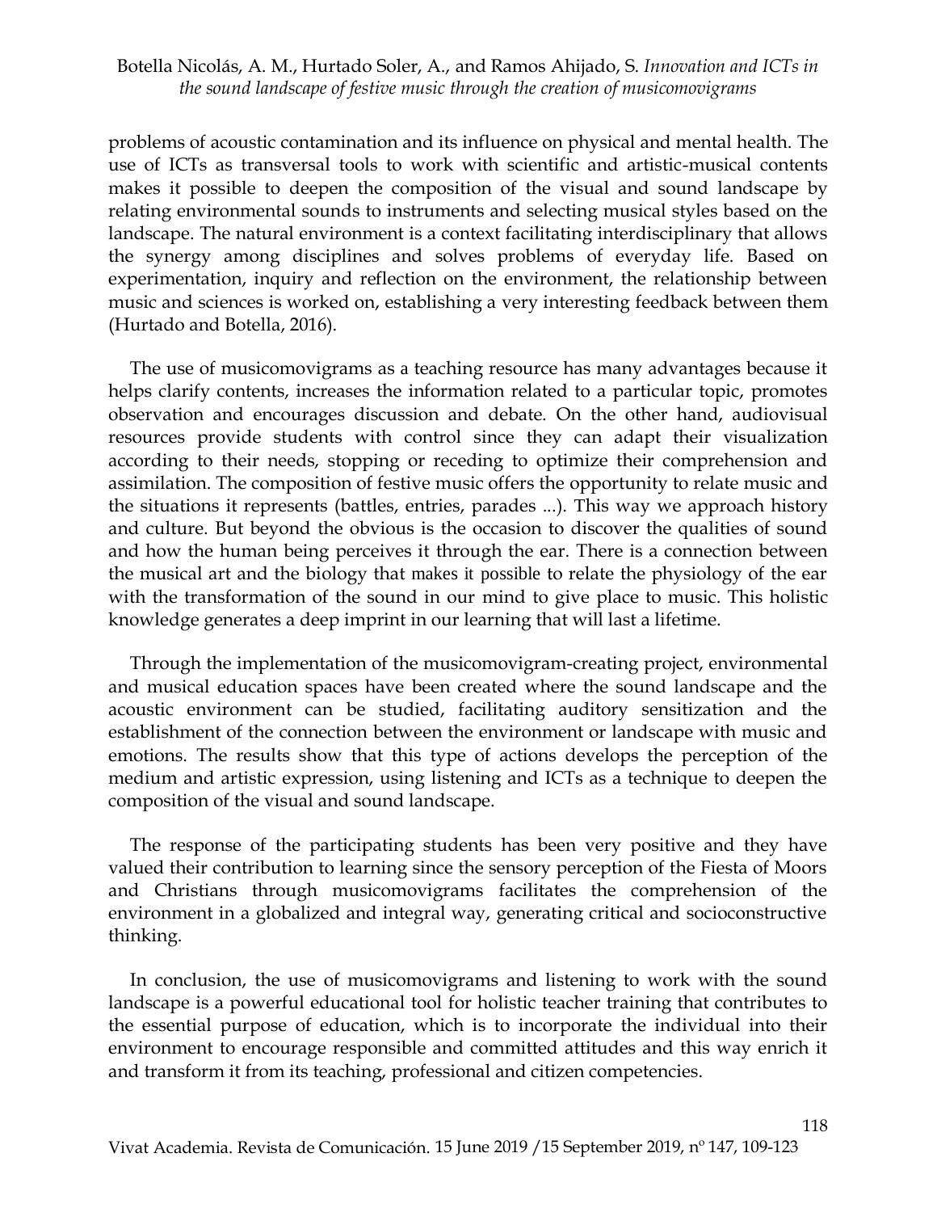problems of acoustic contamination and its influence on physical and mental health. The use of ICTs as transversal tools to work with scientific and artistic-musical contents makes it possible to deepen the composition of the visual and sound landscape by relating environmental sounds to instruments and selecting musical styles based on the landscape. The natural environment is a context facilitating interdisciplinary that allows the synergy among disciplines and solves problems of everyday life. Based on experimentation, inquiry and reflection on the environment, the relationship between music and sciences is worked on, establishing a very interesting feedback between them (Hurtado and Botella, 2016).

The use of musicomovigrams as a teaching resource has many advantages because it helps clarify contents, increases the information related to a particular topic, promotes observation and encourages discussion and debate. On the other hand, audiovisual resources provide students with control since they can adapt their visualization according to their needs, stopping or receding to optimize their comprehension and assimilation. The composition of festive music offers the opportunity to relate music and the situations it represents (battles, entries, parades ...). This way we approach history and culture. But beyond the obvious is the occasion to discover the qualities of sound and how the human being perceives it through the ear. There is a connection between the musical art and the biology that makes it possible to relate the physiology of the ear with the transformation of the sound in our mind to give place to music. This holistic knowledge generates a deep imprint in our learning that will last a lifetime.

Through the implementation of the musicomovigram-creating project, environmental and musical education spaces have been created where the sound landscape and the acoustic environment can be studied, facilitating auditory sensitization and the establishment of the connection between the environment or landscape with music and emotions. The results show that this type of actions develops the perception of the medium and artistic expression, using listening and ICTs as a technique to deepen the composition of the visual and sound landscape.

The response of the participating students has been very positive and they have valued their contribution to learning since the sensory perception of the Fiesta of Moors and Christians through musicomovigrams facilitates the comprehension of the environment in a globalized and integral way, generating critical and socioconstructive thinking.

In conclusion, the use of musicomovigrams and listening to work with the sound landscape is a powerful educational tool for holistic teacher training that contributes to the essential purpose of education, which is to incorporate the individual into their environment to encourage responsible and committed attitudes and this way enrich it and transform it from its teaching, professional and citizen competencies.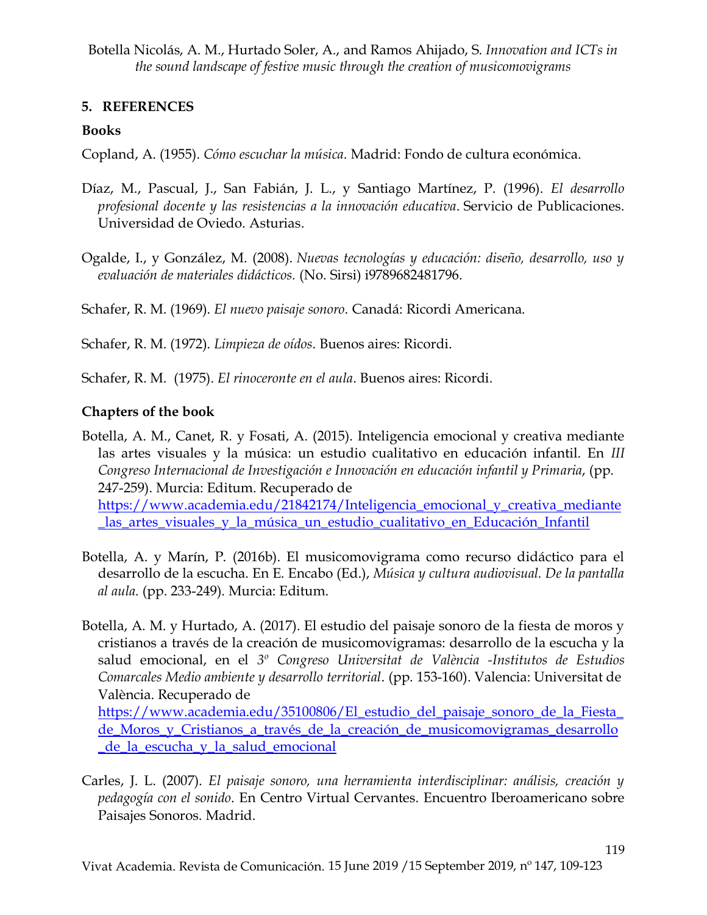## 5. REFERENCES

### Books

Copland, A. (1955). *Cómo escuchar la música*. Madrid: Fondo de cultura económica.

Díaz, M., Pascual, J., San Fabián, J. L., y Santiago Martínez, P. (1996). *El desarrollo profesional docente y las resistencias a la innovación educativa*. Servicio de Publicaciones. Universidad de Oviedo. Asturias.

Ogalde, I., y González, M. (2008). *Nuevas tecnologías y educación: diseño, desarrollo, uso y evaluación de materiales didácticos.* (No. Sirsi) i9789682481796.

Schafer, R. M. (1969). *El nuevo paisaje sonoro*. Canadá: Ricordi Americana.

Schafer, R. M. (1972). *Limpieza de oídos*. Buenos aires: Ricordi.

Schafer, R. M. (1975). *El rinoceronte en el aula*. Buenos aires: Ricordi.

### Chapters of the book

Botella, A. M., Canet, R. y Fosati, A. (2015). Inteligencia emocional y creativa mediante las artes visuales y la música: un estudio cualitativo en educación infantil. En *III Congreso Internacional de Investigación e Innovación en educación infantil y Primaria*, (pp. 247-259). Murcia: Editum. Recuperado de https://www.academia.edu/21842174/Inteligencia_emocional_y_creativa_mediante_las_artes_visuales_y_la_música_un_estudio_cualitativo_en_Educación_Infantil

Botella, A. y Marín, P. (2016b). El musicomovigrama como recurso didáctico para el desarrollo de la escucha. En E. Encabo (Ed.), *Música y cultura audiovisual. De la pantalla al aula.* (pp. 233-249). Murcia: Editum.

Botella, A. M. y Hurtado, A. (2017). El estudio del paisaje sonoro de la fiesta de moros y cristianos a través de la creación de musicomovigramas: desarrollo de la escucha y la salud emocional, en el *3º Congreso Universitat de València -Institutos de Estudios Comarcales Medio ambiente y desarrollo territorial*. (pp. 153-160). Valencia: Universitat de València. Recuperado de https://www.academia.edu/35100806/El_estudio_del_paisaje_sonoro_de_la_Fiesta_de_Moros_y_Cristianos_a_través_de_la_creación_de_musicomovigramas_desarrollo_de_la_escucha_y_la_salud_emocional

Carles, J. L. (2007). *El paisaje sonoro, una herramienta interdisciplinar: análisis, creación y pedagogía con el sonido*. En Centro Virtual Cervantes. Encuentro Iberoamericano sobre Paisajes Sonoros. Madrid.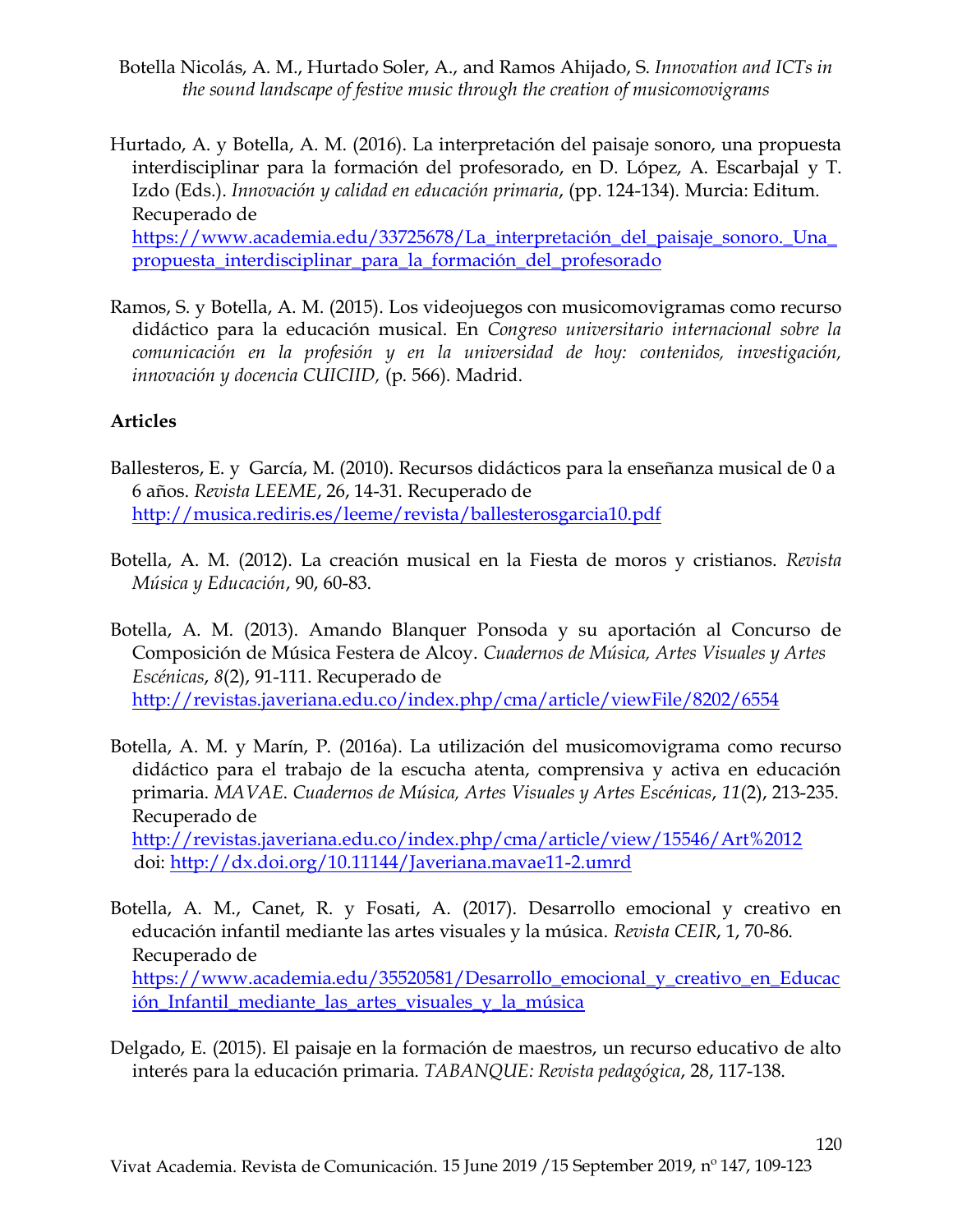Hurtado, A. y Botella, A. M. (2016). La interpretación del paisaje sonoro, una propuesta interdisciplinar para la formación del profesorado, en D. López, A. Escarbajal y T. Izdo (Eds.). *Innovación y calidad en educación primaria*, (pp. 124-134). Murcia: Editum. Recuperado de https://www.academia.edu/33725678/La_interpretación_del_paisaje_sonoro._Una_propuesta_interdisciplinar_para_la_formación_del_profesorado

Ramos, S. y Botella, A. M. (2015). Los videojuegos con musicomovigramas como recurso didáctico para la educación musical. En *Congreso universitario internacional sobre la comunicación en la profesión y en la universidad de hoy: contenidos, investigación, innovación y docencia CUICIID,* (p. 566). Madrid.

**Articles**

Ballesteros, E. y García, M. (2010). Recursos didácticos para la enseñanza musical de 0 a 6 años. *Revista LEEME*, 26, 14-31. Recuperado de http://musica.rediris.es/leeme/revista/ballesterosgarcia10.pdf

Botella, A. M. (2012). La creación musical en la Fiesta de moros y cristianos. *Revista Música y Educación*, 90, 60-83.

Botella, A. M. (2013). Amando Blanquer Ponsoda y su aportación al Concurso de Composición de Música Festera de Alcoy. *Cuadernos de Música, Artes Visuales y Artes Escénicas*, *8*(2), 91-111. Recuperado de http://revistas.javeriana.edu.co/index.php/cma/article/viewFile/8202/6554

Botella, A. M. y Marín, P. (2016a). La utilización del musicomovigrama como recurso didáctico para el trabajo de la escucha atenta, comprensiva y activa en educación primaria. *MAVAE. Cuadernos de Música, Artes Visuales y Artes Escénicas*, *11*(2), 213-235. Recuperado de http://revistas.javeriana.edu.co/index.php/cma/article/view/15546/Art%2012 doi: http://dx.doi.org/10.11144/Javeriana.mavae11-2.umrd

Botella, A. M., Canet, R. y Fosati, A. (2017). Desarrollo emocional y creativo en educación infantil mediante las artes visuales y la música. *Revista CEIR*, 1, 70-86. Recuperado de https://www.academia.edu/35520581/Desarrollo_emocional_y_creativo_en_Educación_Infantil_mediante_las_artes_visuales_y_la_música

Delgado, E. (2015). El paisaje en la formación de maestros, un recurso educativo de alto interés para la educación primaria. *TABANQUE: Revista pedagógica*, 28, 117-138.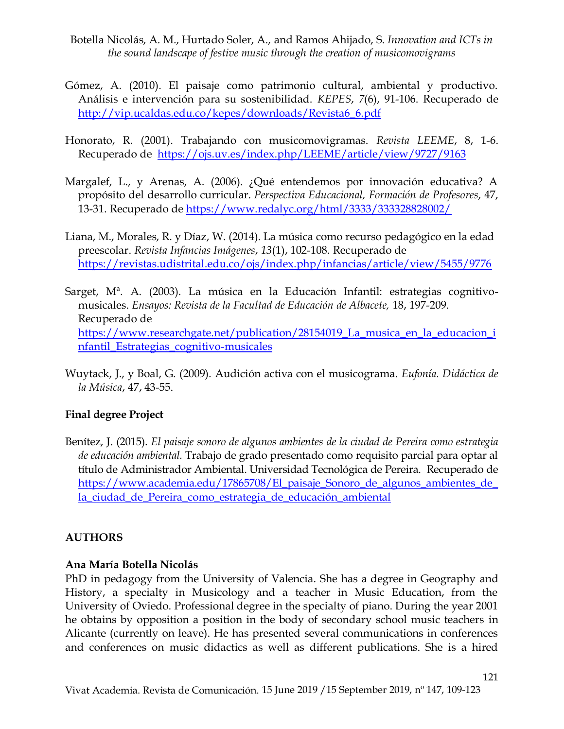Gómez, A. (2010). El paisaje como patrimonio cultural, ambiental y productivo. Análisis e intervención para su sostenibilidad. *KEPES*, *7*(6), 91-106. Recuperado de http://vip.ucaldas.edu.co/kepes/downloads/Revista6_6.pdf

Honorato, R. (2001). Trabajando con musicomovigramas. *Revista LEEME*, 8, 1-6. Recuperado de https://ojs.uv.es/index.php/LEEME/article/view/9727/9163

Margalef, L., y Arenas, A. (2006). ¿Qué entendemos por innovación educativa? A propósito del desarrollo curricular. *Perspectiva Educacional, Formación de Profesores*, 47, 13-31. Recuperado de https://www.redalyc.org/html/3333/333328828002/

Liana, M., Morales, R. y Díaz, W. (2014). La música como recurso pedagógico en la edad preescolar. *Revista Infancias Imágenes*, *13*(1), 102-108. Recuperado de https://revistas.udistrital.edu.co/ojs/index.php/infancias/article/view/5455/9776

Sarget, Mª. A. (2003). La música en la Educación Infantil: estrategias cognitivo-musicales. *Ensayos: Revista de la Facultad de Educación de Albacete,* 18, 197-209. Recuperado de https://www.researchgate.net/publication/28154019_La_musica_en_la_educacion_infantil_Estrategias_cognitivo-musicales

Wuytack, J., y Boal, G. (2009). Audición activa con el musicograma. *Eufonía. Didáctica de la Música*, 47, 43-55.

**Final degree Project**

Benítez, J. (2015). *El paisaje sonoro de algunos ambientes de la ciudad de Pereira como estrategia de educación ambiental.* Trabajo de grado presentado como requisito parcial para optar al título de Administrador Ambiental. Universidad Tecnológica de Pereira. Recuperado de https://www.academia.edu/17865708/El_paisaje_Sonoro_de_algunos_ambientes_de_la_ciudad_de_Pereira_como_estrategia_de_educación_ambiental

## AUTHORS

**Ana María Botella Nicolás**
PhD in pedagogy from the University of Valencia. She has a degree in Geography and History, a specialty in Musicology and a teacher in Music Education, from the University of Oviedo. Professional degree in the specialty of piano. During the year 2001 he obtains by opposition a position in the body of secondary school music teachers in Alicante (currently on leave). He has presented several communications in conferences and conferences on music didactics as well as different publications. She is a hired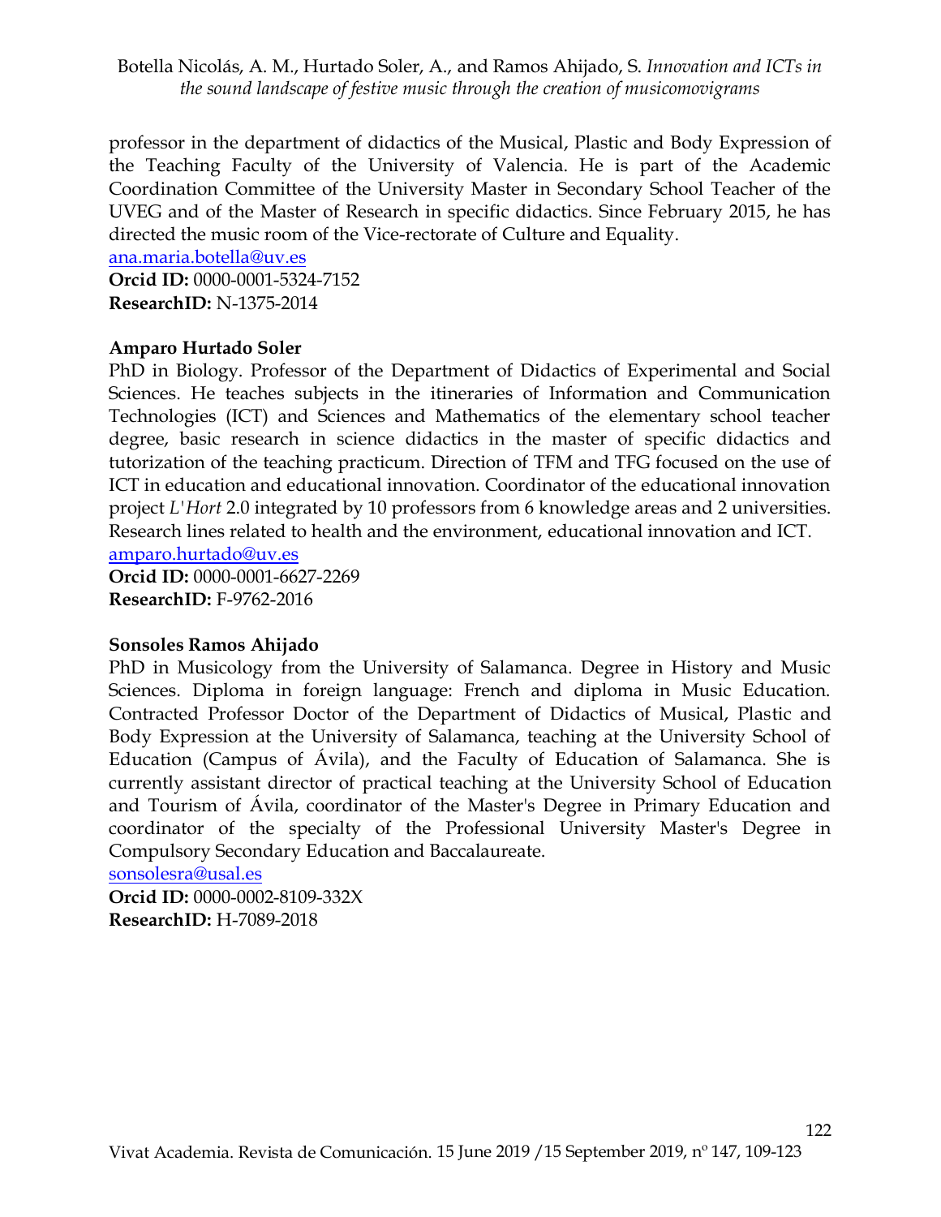professor in the department of didactics of the Musical, Plastic and Body Expression of the Teaching Faculty of the University of Valencia. He is part of the Academic Coordination Committee of the University Master in Secondary School Teacher of the UVEG and of the Master of Research in specific didactics. Since February 2015, he has directed the music room of the Vice-rectorate of Culture and Equality.

ana.maria.botella@uv.es

**Orcid ID:** 0000-0001-5324-7152

**ResearchID:** N-1375-2014

**Amparo Hurtado Soler**

PhD in Biology. Professor of the Department of Didactics of Experimental and Social Sciences. He teaches subjects in the itineraries of Information and Communication Technologies (ICT) and Sciences and Mathematics of the elementary school teacher degree, basic research in science didactics in the master of specific didactics and tutorization of the teaching practicum. Direction of TFM and TFG focused on the use of ICT in education and educational innovation. Coordinator of the educational innovation project *L'Hort* 2.0 integrated by 10 professors from 6 knowledge areas and 2 universities. Research lines related to health and the environment, educational innovation and ICT.

amparo.hurtado@uv.es

**Orcid ID:** 0000-0001-6627-2269

**ResearchID:** F-9762-2016

**Sonsoles Ramos Ahijado**

PhD in Musicology from the University of Salamanca. Degree in History and Music Sciences. Diploma in foreign language: French and diploma in Music Education. Contracted Professor Doctor of the Department of Didactics of Musical, Plastic and Body Expression at the University of Salamanca, teaching at the University School of Education (Campus of Ávila), and the Faculty of Education of Salamanca. She is currently assistant director of practical teaching at the University School of Education and Tourism of Ávila, coordinator of the Master's Degree in Primary Education and coordinator of the specialty of the Professional University Master's Degree in Compulsory Secondary Education and Baccalaureate.

sonsolesra@usal.es

**Orcid ID:** 0000-0002-8109-332X

**ResearchID:** H-7089-2018